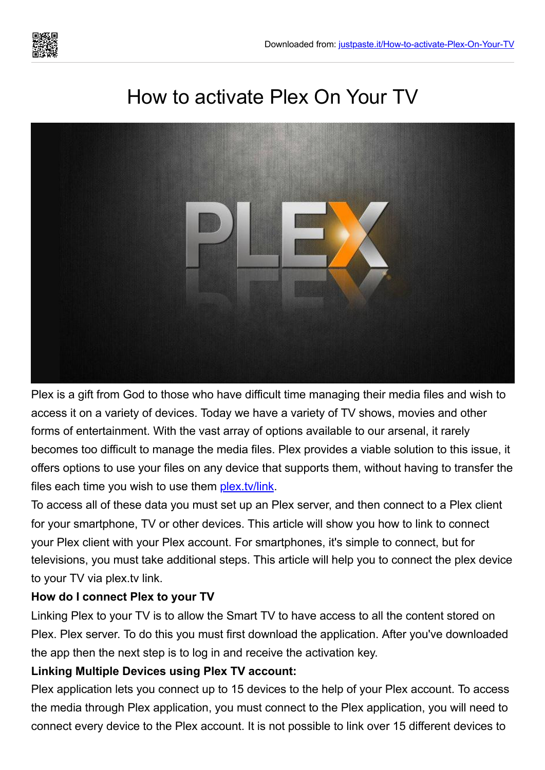# How to activate Plex On Your TV

Plex is a gift from God to those who have difficult time managing their media files and wish to access it on a variety of devices. Today we have a variety of TV shows, movies and other forms of entertainment. With the vast array of options available to our arsenal, it rarely becomes too difficult to manage the media files. Plex provides a viable solution to this issue, it offers options to use your files on any device that supports them, without having to transfer the files each time you wish to use them [plex.tv/link](plex.tv/link).

To access all of these data you must set up an Plex server, and then connect to a Plex client for your smartphone, TV or other devices. This article will show you how to link to connect your Plex client with your Plex account. For smartphones, it's simple to connect, but for televisions, you must take additional steps. This article will help you to connect the plex device to your TV via plex.tv link.

**How do I connect Plex to your TV**

Linking Plex to your TV is to allow the Smart TV to have access to all the content stored on Plex. Plex server. To do this you must first download the application. After you've downloaded the app then the next step is to log in and receive the activation key.

**Linking Multiple Devices using Plex TV account:**

Plex application lets you connect up to 15 devices to the help of your Plex account. To access the media through Plex application, you must connect to the Plex application, you will need to connect every device to the Plex account. It is not possible to link over 15 different devices to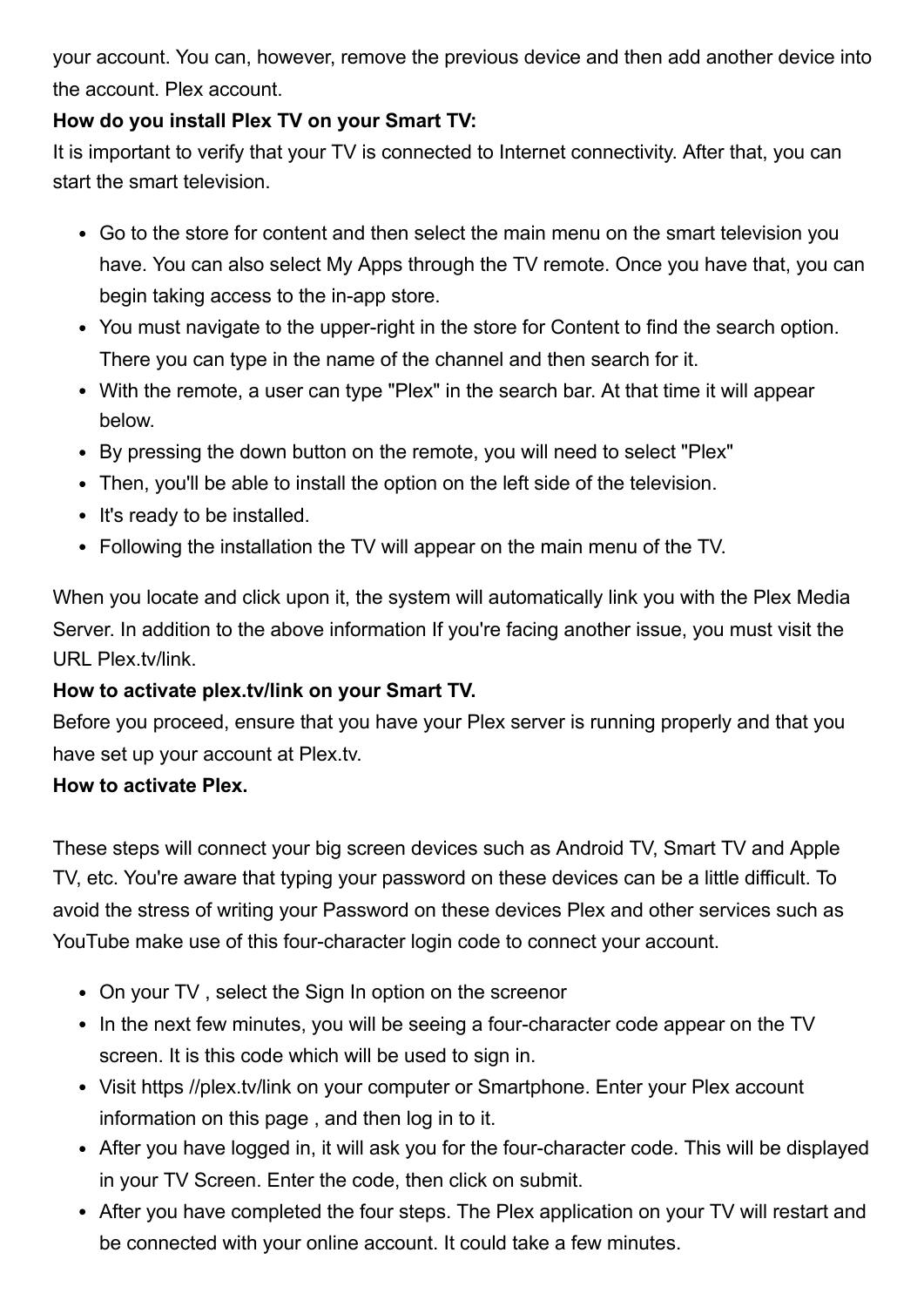your account. You can, however, remove the previous device and then add another device into the account. Plex account.

**How do you install Plex TV on your Smart TV:**

It is important to verify that your TV is connected to Internet connectivity. After that, you can start the smart television.

- Go to the store for content and then select the main menu on the smart television you have. You can also select My Apps through the TV remote. Once you have that, you can begin taking access to the in-app store.
- You must navigate to the upper-right in the store for Content to find the search option. There you can type in the name of the channel and then search for it.
- With the remote, a user can type "Plex" in the search bar. At that time it will appear below.
- By pressing the down button on the remote, you will need to select "Plex"
- Then, you'll be able to install the option on the left side of the television.
- It's ready to be installed.
- Following the installation the TV will appear on the main menu of the TV.

When you locate and click upon it, the system will automatically link you with the Plex Media Server. In addition to the above information If you're facing another issue, you must visit the URL Plex.tv/link.

**How to activate plex.tv/link on your Smart TV.**

Before you proceed, ensure that you have your Plex server is running properly and that you have set up your account at Plex.tv.

**How to activate Plex.**

These steps will connect your big screen devices such as Android TV, Smart TV and Apple TV, etc. You're aware that typing your password on these devices can be a little difficult. To avoid the stress of writing your Password on these devices Plex and other services such as YouTube make use of this four-character login code to connect your account.

- On your TV , select the Sign In option on the screenor
- In the next few minutes, you will be seeing a four-character code appear on the TV screen. It is this code which will be used to sign in.
- Visit https //plex.tv/link on your computer or Smartphone. Enter your Plex account information on this page , and then log in to it.
- After you have logged in, it will ask you for the four-character code. This will be displayed in your TV Screen. Enter the code, then click on submit.
- After you have completed the four steps. The Plex application on your TV will restart and be connected with your online account. It could take a few minutes.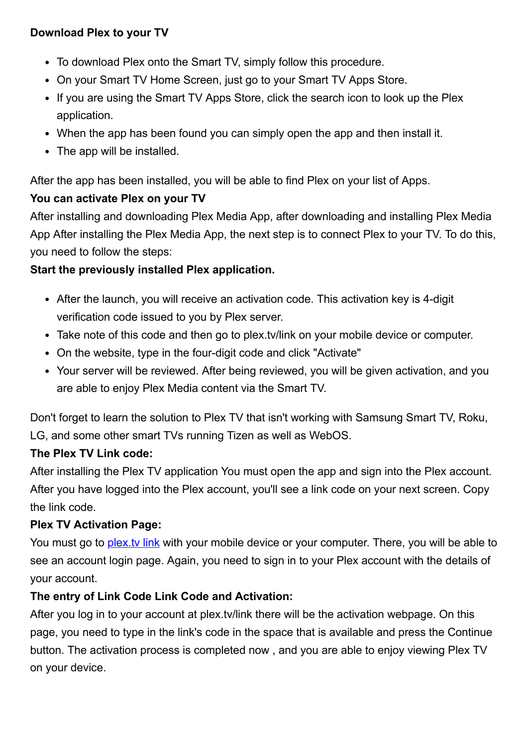**Download Plex to your TV**

- To download Plex onto the Smart TV, simply follow this procedure.
- On your Smart TV Home Screen, just go to your Smart TV Apps Store.
- If you are using the Smart TV Apps Store, click the search icon to look up the Plex application.
- When the app has been found you can simply open the app and then install it.
- The app will be installed.

After the app has been installed, you will be able to find Plex on your list of Apps.

**You can activate Plex on your TV**

After installing and downloading Plex Media App, after downloading and installing Plex Media App After installing the Plex Media App, the next step is to connect Plex to your TV. To do this, you need to follow the steps:

**Start the previously installed Plex application.**

- After the launch, you will receive an activation code. This activation key is 4-digit verification code issued to you by Plex server.
- Take note of this code and then go to plex.tv/link on your mobile device or computer.
- On the website, type in the four-digit code and click "Activate"
- Your server will be reviewed. After being reviewed, you will be given activation, and you are able to enjoy Plex Media content via the Smart TV.

Don't forget to learn the solution to Plex TV that isn't working with Samsung Smart TV, Roku, LG, and some other smart TVs running Tizen as well as WebOS.

**The Plex TV Link code:**

After installing the Plex TV application You must open the app and sign into the Plex account. After you have logged into the Plex account, you'll see a link code on your next screen. Copy the link code.

**Plex TV Activation Page:**

You must go to [plex.tv link]() with your mobile device or your computer. There, you will be able to see an account login page. Again, you need to sign in to your Plex account with the details of your account.

**The entry of Link Code Link Code and Activation:**

After you log in to your account at plex.tv/link there will be the activation webpage. On this page, you need to type in the link's code in the space that is available and press the Continue button. The activation process is completed now , and you are able to enjoy viewing Plex TV on your device.